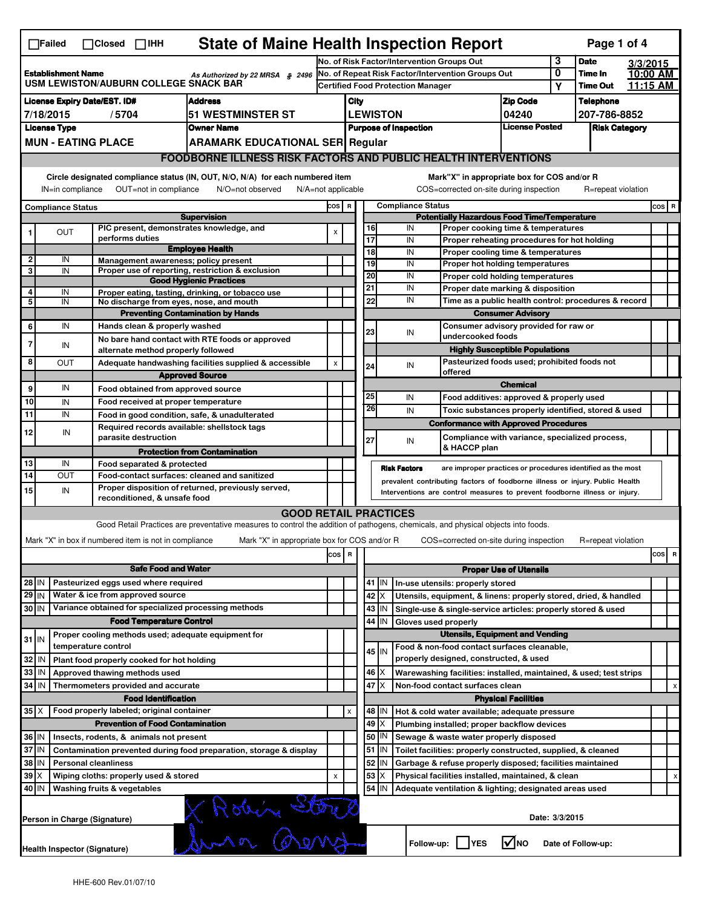☐Failed ☐Closed ☐IHH

# State of Maine Health Inspection Report

| | | | |
|---|---|---|---|
| **Establishment Name** USM LEWISTON/AUBURN COLLEGE SNACK BAR | As Authorized by 22 MRSA § 2496 | No. of Risk Factor/Intervention Groups Out: 3 | **Date** 3/3/2015 |
| | | No. of Repeat Risk Factor/Intervention Groups Out: 0 | **Time In** 10:00 AM |
| | | Certified Food Protection Manager: Y | **Time Out** 11:15 AM |

| License Expiry Date/EST. ID# | Address | City | Zip Code | Telephone |
|---|---|---|---|---|
| 7/18/2015 / 5704 | 51 WESTMINSTER ST | LEWISTON | 04240 | 207-786-8852 |

| License Type | Owner Name | Purpose of Inspection | License Posted | Risk Category |
|---|---|---|---|---|
| MUN - EATING PLACE | ARAMARK EDUCATIONAL SER | Regular | | |

## FOODBORNE ILLNESS RISK FACTORS AND PUBLIC HEALTH INTERVENTIONS

Circle designated compliance status (IN, OUT, N/O, N/A) for each numbered item — IN=in compliance, OUT=not in compliance, N/O=not observed, N/A=not applicable

Mark "X" in appropriate box for COS and/or R — COS=corrected on-site during inspection, R=repeat violation

| # | Compliance Status | Item | COS | R |
|---|---|---|---|---|
| | | **Supervision** | | |
| 1 | OUT | PIC present, demonstrates knowledge, and performs duties | x | |
| | | **Employee Health** | | |
| 2 | IN | Management awareness; policy present | | |
| 3 | IN | Proper use of reporting, restriction & exclusion | | |
| | | **Good Hygienic Practices** | | |
| 4 | IN | Proper eating, tasting, drinking, or tobacco use | | |
| 5 | IN | No discharge from eyes, nose, and mouth | | |
| | | **Preventing Contamination by Hands** | | |
| 6 | IN | Hands clean & properly washed | | |
| 7 | IN | No bare hand contact with RTE foods or approved alternate method properly followed | | |
| 8 | OUT | Adequate handwashing facilities supplied & accessible | x | |
| | | **Approved Source** | | |
| 9 | IN | Food obtained from approved source | | |
| 10 | IN | Food received at proper temperature | | |
| 11 | IN | Food in good condition, safe, & unadulterated | | |
| 12 | IN | Required records available: shellstock tags parasite destruction | | |
| | | **Protection from Contamination** | | |
| 13 | IN | Food separated & protected | | |
| 14 | OUT | Food-contact surfaces: cleaned and sanitized | | |
| 15 | IN | Proper disposition of returned, previously served, reconditioned, & unsafe food | | |
| | | **Potentially Hazardous Food Time/Temperature** | | |
| 16 | IN | Proper cooking time & temperatures | | |
| 17 | IN | Proper reheating procedures for hot holding | | |
| 18 | IN | Proper cooling time & temperatures | | |
| 19 | IN | Proper hot holding temperatures | | |
| 20 | IN | Proper cold holding temperatures | | |
| 21 | IN | Proper date marking & disposition | | |
| 22 | IN | Time as a public health control: procedures & record | | |
| | | **Consumer Advisory** | | |
| 23 | IN | Consumer advisory provided for raw or undercooked foods | | |
| | | **Highly Susceptible Populations** | | |
| 24 | IN | Pasteurized foods used; prohibited foods not offered | | |
| | | **Chemical** | | |
| 25 | IN | Food additives: approved & properly used | | |
| 26 | IN | Toxic substances properly identified, stored & used | | |
| | | **Conformance with Approved Procedures** | | |
| 27 | IN | Compliance with variance, specialized process, & HACCP plan | | |

**Risk Factors** are improper practices or procedures identified as the most prevalent contributing factors of foodborne illness or injury. Public Health Interventions are control measures to prevent foodborne illness or injury.

## GOOD RETAIL PRACTICES

Good Retail Practices are preventative measures to control the addition of pathogens, chemicals, and physical objects into foods.

Mark "X" in box if numbered item is not in compliance — Mark "X" in appropriate box for COS and/or R — COS=corrected on-site during inspection, R=repeat violation

| # | Status | Item | COS | R |
|---|---|---|---|---|
| | | **Safe Food and Water** | | |
| 28 | IN | Pasteurized eggs used where required | | |
| 29 | IN | Water & ice from approved source | | |
| 30 | IN | Variance obtained for specialized processing methods | | |
| | | **Food Temperature Control** | | |
| 31 | IN | Proper cooling methods used; adequate equipment for temperature control | | |
| 32 | IN | Plant food properly cooked for hot holding | | |
| 33 | IN | Approved thawing methods used | | |
| 34 | IN | Thermometers provided and accurate | | |
| | | **Food Identification** | | |
| 35 | X | Food properly labeled; original container | | x |
| | | **Prevention of Food Contamination** | | |
| 36 | IN | Insects, rodents, & animals not present | | |
| 37 | IN | Contamination prevented during food preparation, storage & display | | |
| 38 | IN | Personal cleanliness | | |
| 39 | X | Wiping cloths: properly used & stored | x | |
| 40 | IN | Washing fruits & vegetables | | |
| | | **Proper Use of Utensils** | | |
| 41 | IN | In-use utensils: properly stored | | |
| 42 | X | Utensils, equipment, & linens: properly stored, dried, & handled | | |
| 43 | IN | Single-use & single-service articles: properly stored & used | | |
| 44 | IN | Gloves used properly | | |
| | | **Utensils, Equipment and Vending** | | |
| 45 | IN | Food & non-food contact surfaces cleanable, properly designed, constructed, & used | | |
| 46 | X | Warewashing facilities: installed, maintained, & used; test strips | | |
| 47 | X | Non-food contact surfaces clean | | x |
| | | **Physical Facilities** | | |
| 48 | IN | Hot & cold water available; adequate pressure | | |
| 49 | X | Plumbing installed; proper backflow devices | | |
| 50 | IN | Sewage & waste water properly disposed | | |
| 51 | IN | Toilet facilities: properly constructed, supplied, & cleaned | | |
| 52 | IN | Garbage & refuse properly disposed; facilities maintained | | |
| 53 | X | Physical facilities installed, maintained, & clean | | x |
| 54 | IN | Adequate ventilation & lighting; designated areas used | | |

Person in Charge (Signature): X Robin Stone

Date: 3/3/2015

Health Inspector (Signature): [signature]

Follow-up: ☐ YES ☑ NO Date of Follow-up:

HHE-600 Rev.01/07/10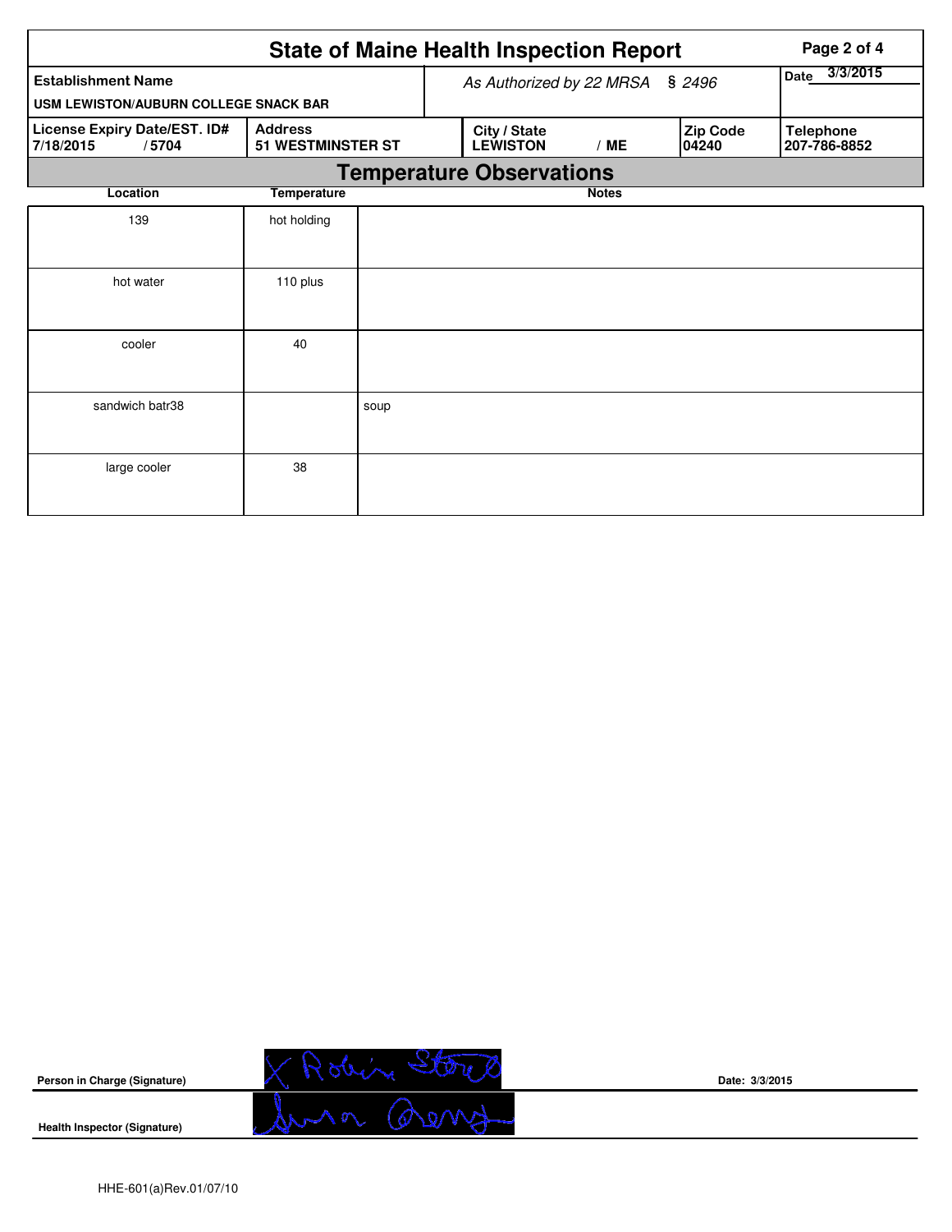# State of Maine Health Inspection Report

| Establishment Name | As Authorized by 22 MRSA § 2496 | | | Date 3/3/2015 |
|---|---|---|---|---|
| USM LEWISTON/AUBURN COLLEGE SNACK BAR | | | | |
| License Expiry Date/EST. ID# 7/18/2015 / 5704 | Address 51 WESTMINSTER ST | City / State LEWISTON / ME | Zip Code 04240 | Telephone 207-786-8852 |

## Temperature Observations

| Location | Temperature | Notes |
|---|---|---|
| 139 | hot holding | |
| hot water | 110 plus | |
| cooler | 40 | |
| sandwich batr38 | | soup |
| large cooler | 38 | |

Person in Charge (Signature) X Robin Stone

Date: 3/3/2015

Health Inspector (Signature)

HHE-601(a)Rev.01/07/10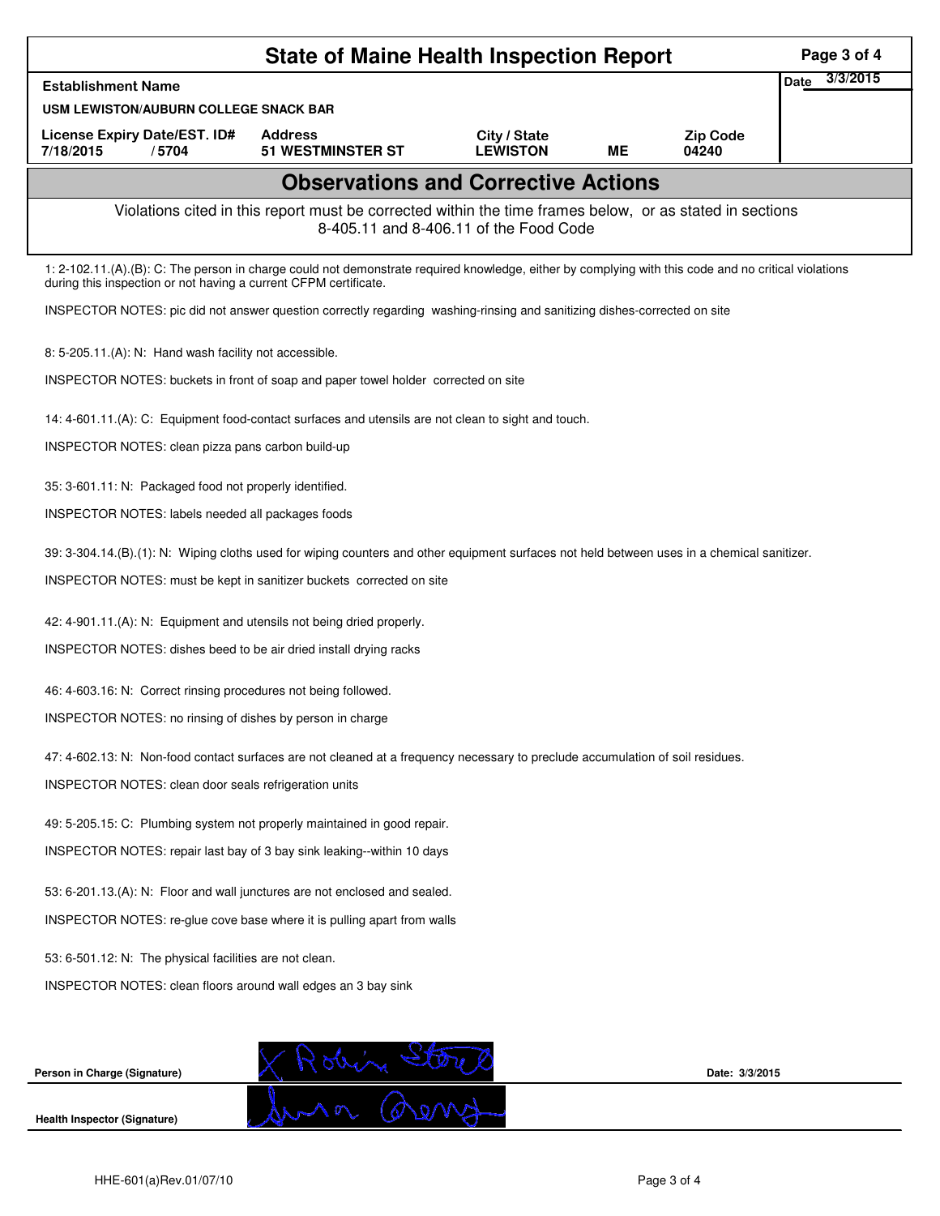# State of Maine Health Inspection Report

| Establishment Name | | | | | Date 3/3/2015 |
|---|---|---|---|---|---|
| USM LEWISTON/AUBURN COLLEGE SNACK BAR | | | | | |
| License Expiry Date/EST. ID# | Address | City / State | | Zip Code | |
| 7/18/2015 / 5704 | 51 WESTMINSTER ST | LEWISTON | ME | 04240 | |

## Observations and Corrective Actions

Violations cited in this report must be corrected within the time frames below, or as stated in sections 8-405.11 and 8-406.11 of the Food Code

1: 2-102.11.(A).(B): C: The person in charge could not demonstrate required knowledge, either by complying with this code and no critical violations during this inspection or not having a current CFPM certificate.

INSPECTOR NOTES: pic did not answer question correctly regarding washing-rinsing and sanitizing dishes-corrected on site

8: 5-205.11.(A): N: Hand wash facility not accessible.

INSPECTOR NOTES: buckets in front of soap and paper towel holder corrected on site

14: 4-601.11.(A): C: Equipment food-contact surfaces and utensils are not clean to sight and touch.

INSPECTOR NOTES: clean pizza pans carbon build-up

35: 3-601.11: N: Packaged food not properly identified.

INSPECTOR NOTES: labels needed all packages foods

39: 3-304.14.(B).(1): N: Wiping cloths used for wiping counters and other equipment surfaces not held between uses in a chemical sanitizer.

INSPECTOR NOTES: must be kept in sanitizer buckets corrected on site

42: 4-901.11.(A): N: Equipment and utensils not being dried properly.

INSPECTOR NOTES: dishes beed to be air dried install drying racks

46: 4-603.16: N: Correct rinsing procedures not being followed.

INSPECTOR NOTES: no rinsing of dishes by person in charge

47: 4-602.13: N: Non-food contact surfaces are not cleaned at a frequency necessary to preclude accumulation of soil residues.

INSPECTOR NOTES: clean door seals refrigeration units

49: 5-205.15: C: Plumbing system not properly maintained in good repair.

INSPECTOR NOTES: repair last bay of 3 bay sink leaking--within 10 days

53: 6-201.13.(A): N: Floor and wall junctures are not enclosed and sealed.

INSPECTOR NOTES: re-glue cove base where it is pulling apart from walls

53: 6-501.12: N: The physical facilities are not clean.

INSPECTOR NOTES: clean floors around wall edges an 3 bay sink

Person in Charge (Signature) X Robin Stone Date: 3/3/2015

Health Inspector (Signature)

HHE-601(a)Rev.01/07/10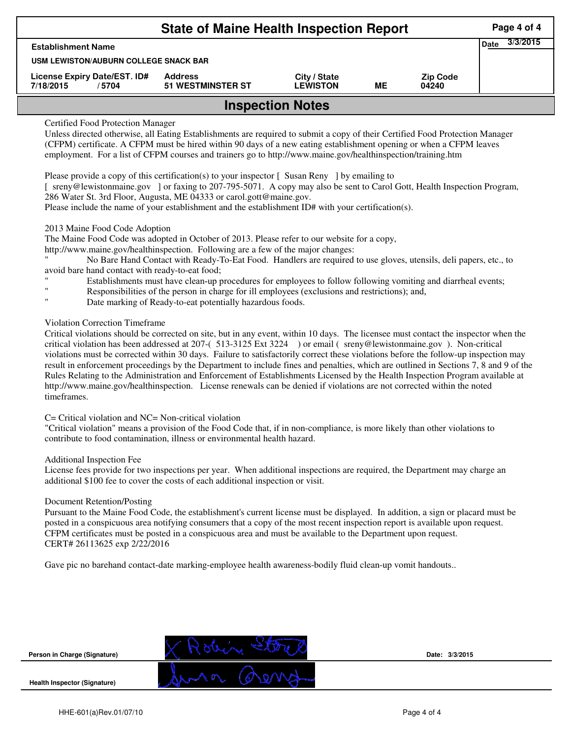# State of Maine Health Inspection Report

| Establishment Name | | | | | Date 3/3/2015 |
|---|---|---|---|---|---|
| USM LEWISTON/AUBURN COLLEGE SNACK BAR | | | | | |
| License Expiry Date/EST. ID# | Address | City / State | | Zip Code | |
| 7/18/2015 / 5704 | 51 WESTMINSTER ST | LEWISTON | ME | 04240 | |

## Inspection Notes

Certified Food Protection Manager

Unless directed otherwise, all Eating Establishments are required to submit a copy of their Certified Food Protection Manager (CFPM) certificate. A CFPM must be hired within 90 days of a new eating establishment opening or when a CFPM leaves employment. For a list of CFPM courses and trainers go to http://www.maine.gov/healthinspection/training.htm

Please provide a copy of this certification(s) to your inspector [ Susan Reny ] by emailing to [ sreny@lewistonmaine.gov ] or faxing to 207-795-5071. A copy may also be sent to Carol Gott, Health Inspection Program, 286 Water St. 3rd Floor, Augusta, ME 04333 or carol.gott@maine.gov.

Please include the name of your establishment and the establishment ID# with your certification(s).

2013 Maine Food Code Adoption

The Maine Food Code was adopted in October of 2013. Please refer to our website for a copy, http://www.maine.gov/healthinspection. Following are a few of the major changes:

" No Bare Hand Contact with Ready-To-Eat Food. Handlers are required to use gloves, utensils, deli papers, etc., to avoid bare hand contact with ready-to-eat food;

" Establishments must have clean-up procedures for employees to follow following vomiting and diarrheal events;

" Responsibilities of the person in charge for ill employees (exclusions and restrictions); and,

" Date marking of Ready-to-eat potentially hazardous foods.

Violation Correction Timeframe

Critical violations should be corrected on site, but in any event, within 10 days. The licensee must contact the inspector when the critical violation has been addressed at 207-( 513-3125 Ext 3224 ) or email ( sreny@lewistonmaine.gov ). Non-critical violations must be corrected within 30 days. Failure to satisfactorily correct these violations before the follow-up inspection may result in enforcement proceedings by the Department to include fines and penalties, which are outlined in Sections 7, 8 and 9 of the Rules Relating to the Administration and Enforcement of Establishments Licensed by the Health Inspection Program available at http://www.maine.gov/healthinspection. License renewals can be denied if violations are not corrected within the noted timeframes.

C= Critical violation and NC= Non-critical violation

"Critical violation" means a provision of the Food Code that, if in non-compliance, is more likely than other violations to contribute to food contamination, illness or environmental health hazard.

Additional Inspection Fee

License fees provide for two inspections per year. When additional inspections are required, the Department may charge an additional $100 fee to cover the costs of each additional inspection or visit.

Document Retention/Posting

Pursuant to the Maine Food Code, the establishment's current license must be displayed. In addition, a sign or placard must be posted in a conspicuous area notifying consumers that a copy of the most recent inspection report is available upon request. CFPM certificates must be posted in a conspicuous area and must be available to the Department upon request.

CERT# 26113625 exp 2/22/2016

Gave pic no barehand contact-date marking-employee health awareness-bodily fluid clean-up vomit handouts..

Person in Charge (Signature): X Robin Store

Date: 3/3/2015

Health Inspector (Signature): Susan Reny

HHE-601(a)Rev.01/07/10